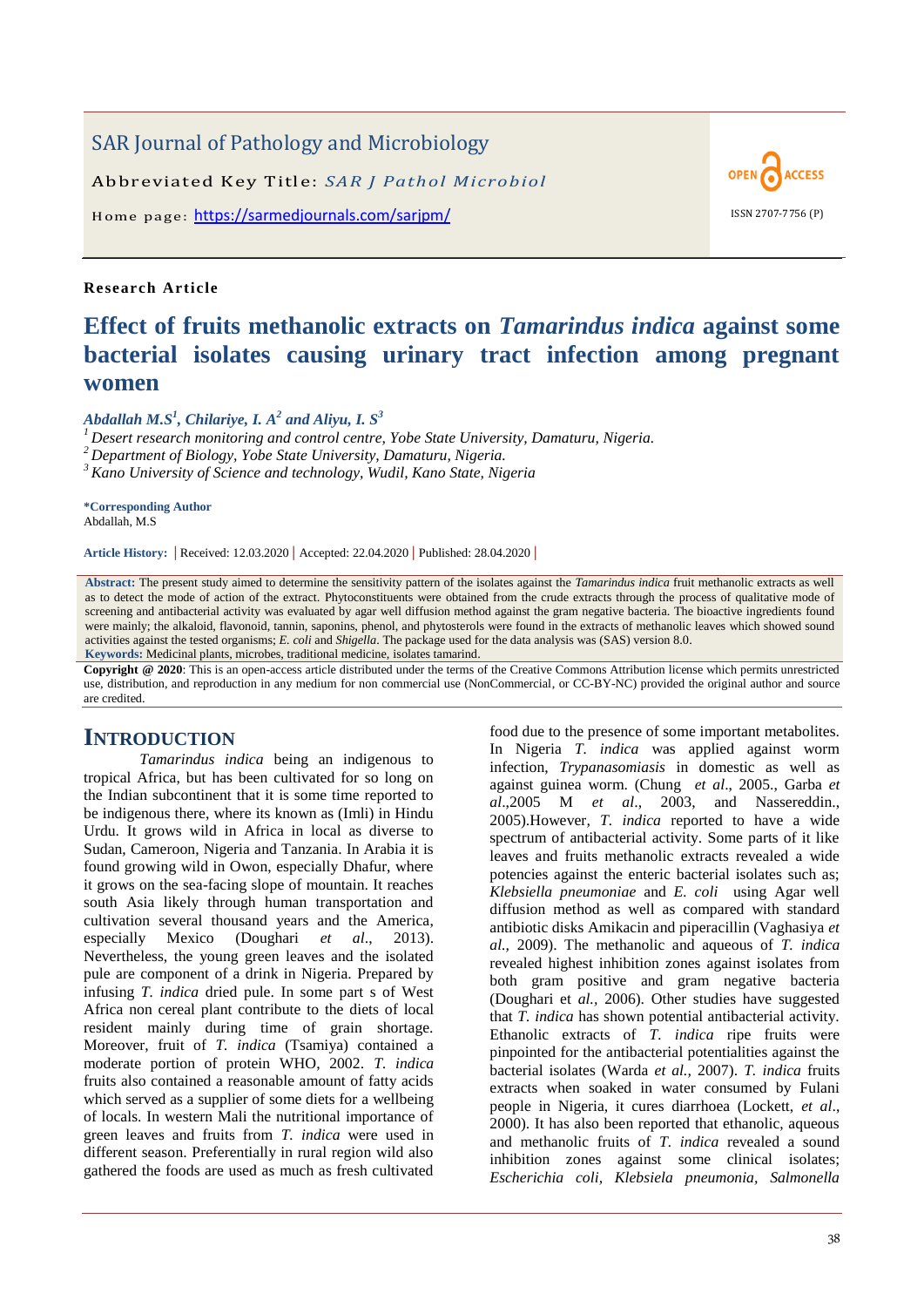SAR Journal of Pathology and Microbiology

Abbreviated Key Title: *SAR J Pathol Microbiol*

Home page: https://sarmedjournals.com/sarjpm/

OPEN ACCESS

ISSN 2707-7756 (P)

**Research Article**

# Effect of fruits methanolic extracts on *Tamarindus indica* against some bacterial isolates causing urinary tract infection among pregnant women

***Abdallah M.S[1], Chilariye, I. A[2] and Aliyu, I. S[3]***

[1] *Desert research monitoring and control centre, Yobe State University, Damaturu, Nigeria.*
[2] *Department of Biology, Yobe State University, Damaturu, Nigeria.*
[3] *Kano University of Science and technology, Wudil, Kano State, Nigeria*

**\*Corresponding Author**
Abdallah, M.S

**Article History:** | Received: 12.03.2020 | Accepted: 22.04.2020 | Published: 28.04.2020 |

**Abstract:** The present study aimed to determine the sensitivity pattern of the isolates against the *Tamarindus indica* fruit methanolic extracts as well as to detect the mode of action of the extract. Phytoconstituents were obtained from the crude extracts through the process of qualitative mode of screening and antibacterial activity was evaluated by agar well diffusion method against the gram negative bacteria. The bioactive ingredients found were mainly; the alkaloid, flavonoid, tannin, saponins, phenol, and phytosterols were found in the extracts of methanolic leaves which showed sound activities against the tested organisms; *E. coli* and *Shigella*. The package used for the data analysis was (SAS) version 8.0.
**Keywords:** Medicinal plants, microbes, traditional medicine, isolates tamarind.

**Copyright @ 2020**: This is an open-access article distributed under the terms of the Creative Commons Attribution license which permits unrestricted use, distribution, and reproduction in any medium for non commercial use (NonCommercial, or CC-BY-NC) provided the original author and source are credited.

## INTRODUCTION

*Tamarindus indica* being an indigenous to tropical Africa, but has been cultivated for so long on the Indian subcontinent that it is some time reported to be indigenous there, where its known as (Imli) in Hindu Urdu. It grows wild in Africa in local as diverse to Sudan, Cameroon, Nigeria and Tanzania. In Arabia it is found growing wild in Owon, especially Dhafur, where it grows on the sea-facing slope of mountain. It reaches south Asia likely through human transportation and cultivation several thousand years and the America, especially Mexico (Doughari *et al*., 2013). Nevertheless, the young green leaves and the isolated pule are component of a drink in Nigeria. Prepared by infusing *T. indica* dried pule. In some part s of West Africa non cereal plant contribute to the diets of local resident mainly during time of grain shortage. Moreover, fruit of *T. indica* (Tsamiya) contained a moderate portion of protein WHO, 2002. *T. indica* fruits also contained a reasonable amount of fatty acids which served as a supplier of some diets for a wellbeing of locals. In western Mali the nutritional importance of green leaves and fruits from *T. indica* were used in different season. Preferentially in rural region wild also gathered the foods are used as much as fresh cultivated food due to the presence of some important metabolites. In Nigeria *T. indica* was applied against worm infection, *Trypanasomiasis* in domestic as well as against guinea worm. (Chung *et al*., 2005., Garba *et al*.,2005 M *et al*., 2003, and Nassereddin., 2005).However, *T. indica* reported to have a wide spectrum of antibacterial activity. Some parts of it like leaves and fruits methanolic extracts revealed a wide potencies against the enteric bacterial isolates such as; *Klebsiella pneumoniae* and *E. coli* using Agar well diffusion method as well as compared with standard antibiotic disks Amikacin and piperacillin (Vaghasiya *et al.,* 2009). The methanolic and aqueous of *T. indica* revealed highest inhibition zones against isolates from both gram positive and gram negative bacteria (Doughari et *al.,* 2006). Other studies have suggested that *T. indica* has shown potential antibacterial activity. Ethanolic extracts of *T. indica* ripe fruits were pinpointed for the antibacterial potentialities against the bacterial isolates (Warda *et al.,* 2007). *T. indica* fruits extracts when soaked in water consumed by Fulani people in Nigeria, it cures diarrhoea (Lockett, *et al*., 2000). It has also been reported that ethanolic, aqueous and methanolic fruits of *T. indica* revealed a sound inhibition zones against some clinical isolates; *Escherichia coli, Klebsiela pneumonia, Salmonella*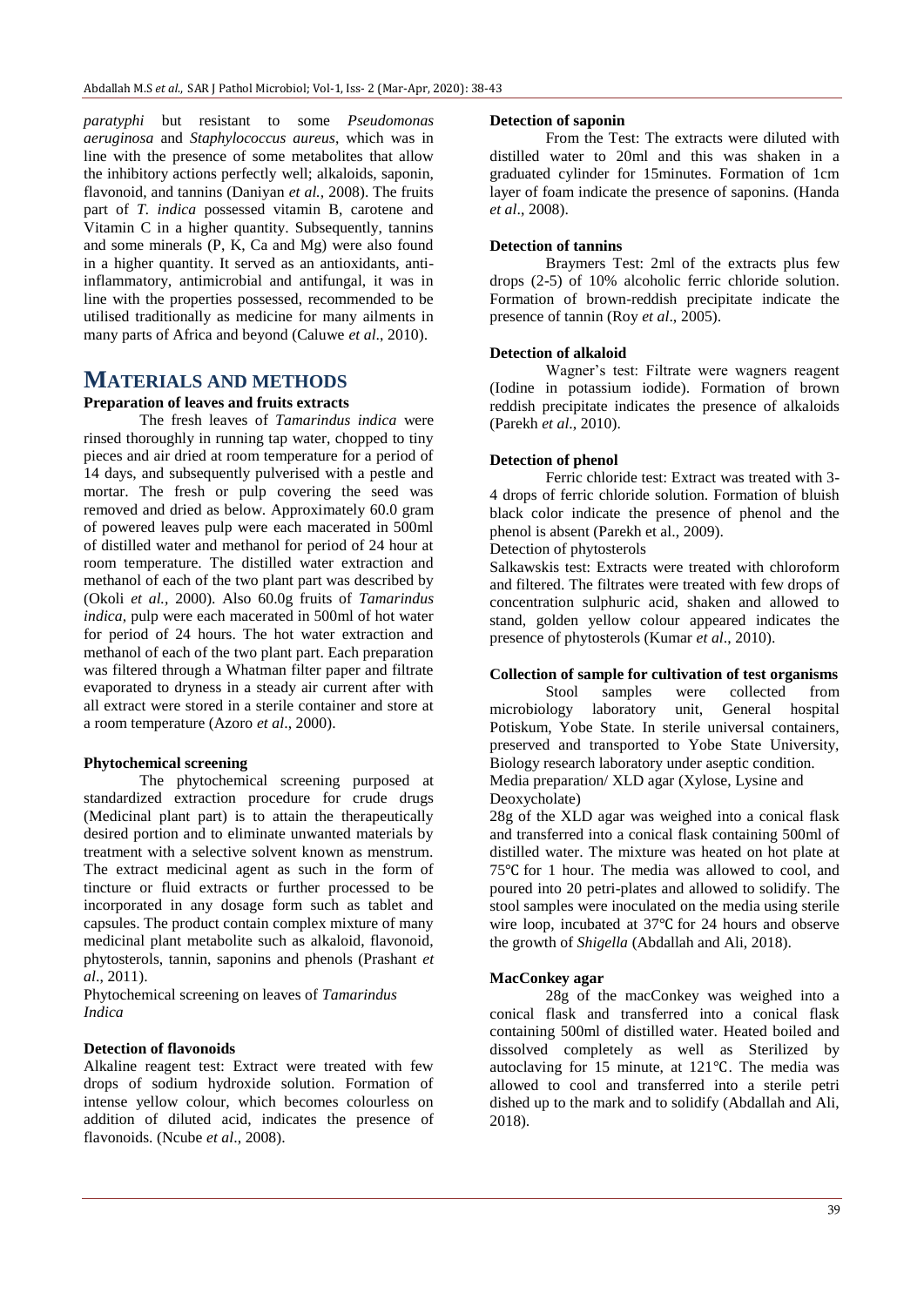*paratyphi* but resistant to some *Pseudomonas aeruginosa* and *Staphylococcus aureus*, which was in line with the presence of some metabolites that allow the inhibitory actions perfectly well; alkaloids, saponin, flavonoid, and tannins (Daniyan *et al.*, 2008). The fruits part of *T. indica* possessed vitamin B, carotene and Vitamin C in a higher quantity. Subsequently, tannins and some minerals (P, K, Ca and Mg) were also found in a higher quantity. It served as an antioxidants, anti-inflammatory, antimicrobial and antifungal, it was in line with the properties possessed, recommended to be utilised traditionally as medicine for many ailments in many parts of Africa and beyond (Caluwe *et al*., 2010).

# MATERIALS AND METHODS

**Preparation of leaves and fruits extracts**

The fresh leaves of *Tamarindus indica* were rinsed thoroughly in running tap water, chopped to tiny pieces and air dried at room temperature for a period of 14 days, and subsequently pulverised with a pestle and mortar. The fresh or pulp covering the seed was removed and dried as below. Approximately 60.0 gram of powered leaves pulp were each macerated in 500ml of distilled water and methanol for period of 24 hour at room temperature. The distilled water extraction and methanol of each of the two plant part was described by (Okoli *et al.,* 2000). Also 60.0g fruits of *Tamarindus indica,* pulp were each macerated in 500ml of hot water for period of 24 hours. The hot water extraction and methanol of each of the two plant part. Each preparation was filtered through a Whatman filter paper and filtrate evaporated to dryness in a steady air current after with all extract were stored in a sterile container and store at a room temperature (Azoro *et al*., 2000).

**Phytochemical screening**

The phytochemical screening purposed at standardized extraction procedure for crude drugs (Medicinal plant part) is to attain the therapeutically desired portion and to eliminate unwanted materials by treatment with a selective solvent known as menstrum. The extract medicinal agent as such in the form of tincture or fluid extracts or further processed to be incorporated in any dosage form such as tablet and capsules. The product contain complex mixture of many medicinal plant metabolite such as alkaloid, flavonoid, phytosterols, tannin, saponins and phenols (Prashant *et al*., 2011).

Phytochemical screening on leaves of *Tamarindus Indica*

**Detection of flavonoids**

Alkaline reagent test: Extract were treated with few drops of sodium hydroxide solution. Formation of intense yellow colour, which becomes colourless on addition of diluted acid, indicates the presence of flavonoids. (Ncube *et al*., 2008).

**Detection of saponin**

From the Test: The extracts were diluted with distilled water to 20ml and this was shaken in a graduated cylinder for 15minutes. Formation of 1cm layer of foam indicate the presence of saponins. (Handa *et al*., 2008).

**Detection of tannins**

Braymers Test: 2ml of the extracts plus few drops (2-5) of 10% alcoholic ferric chloride solution. Formation of brown-reddish precipitate indicate the presence of tannin (Roy *et al*., 2005).

**Detection of alkaloid**

Wagner's test: Filtrate were wagners reagent (Iodine in potassium iodide). Formation of brown reddish precipitate indicates the presence of alkaloids (Parekh *et al*., 2010).

**Detection of phenol**

Ferric chloride test: Extract was treated with 3-4 drops of ferric chloride solution. Formation of bluish black color indicate the presence of phenol and the phenol is absent (Parekh et al., 2009).

Detection of phytosterols

Salkawskis test: Extracts were treated with chloroform and filtered. The filtrates were treated with few drops of concentration sulphuric acid, shaken and allowed to stand, golden yellow colour appeared indicates the presence of phytosterols (Kumar *et al*., 2010).

**Collection of sample for cultivation of test organisms**

Stool samples were collected from microbiology laboratory unit, General hospital Potiskum, Yobe State. In sterile universal containers, preserved and transported to Yobe State University, Biology research laboratory under aseptic condition.

Media preparation/ XLD agar (Xylose, Lysine and Deoxycholate)

28g of the XLD agar was weighed into a conical flask and transferred into a conical flask containing 500ml of distilled water. The mixture was heated on hot plate at 75℃ for 1 hour. The media was allowed to cool, and poured into 20 petri-plates and allowed to solidify. The stool samples were inoculated on the media using sterile wire loop, incubated at 37℃ for 24 hours and observe the growth of *Shigella* (Abdallah and Ali, 2018).

**MacConkey agar**

28g of the macConkey was weighed into a conical flask and transferred into a conical flask containing 500ml of distilled water. Heated boiled and dissolved completely as well as Sterilized by autoclaving for 15 minute, at 121℃. The media was allowed to cool and transferred into a sterile petri dished up to the mark and to solidify (Abdallah and Ali, 2018).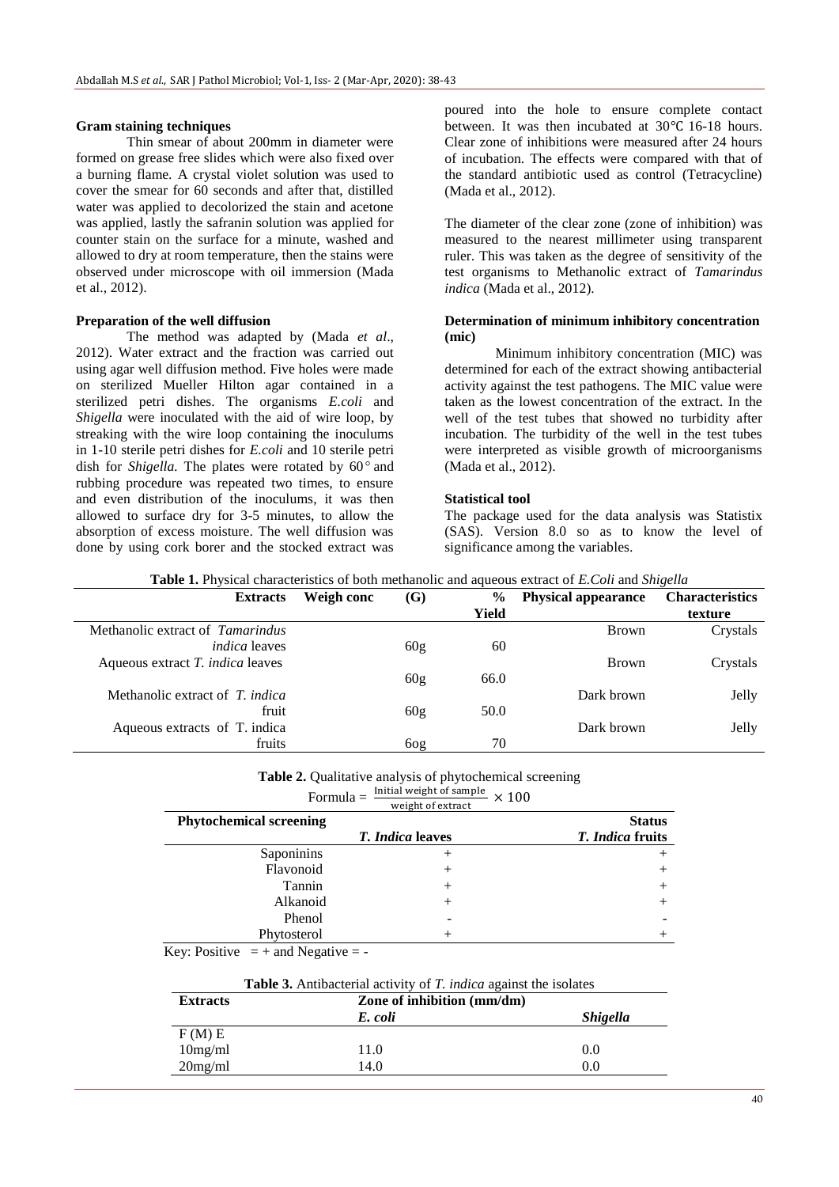**Gram staining techniques**

Thin smear of about 200mm in diameter were formed on grease free slides which were also fixed over a burning flame. A crystal violet solution was used to cover the smear for 60 seconds and after that, distilled water was applied to decolorized the stain and acetone was applied, lastly the safranin solution was applied for counter stain on the surface for a minute, washed and allowed to dry at room temperature, then the stains were observed under microscope with oil immersion (Mada et al., 2012).

**Preparation of the well diffusion**

The method was adapted by (Mada *et al*., 2012). Water extract and the fraction was carried out using agar well diffusion method. Five holes were made on sterilized Mueller Hilton agar contained in a sterilized petri dishes. The organisms *E.coli* and *Shigella* were inoculated with the aid of wire loop, by streaking with the wire loop containing the inoculums in 1-10 sterile petri dishes for *E.coli* and 10 sterile petri dish for *Shigella.* The plates were rotated by 60° and rubbing procedure was repeated two times, to ensure and even distribution of the inoculums, it was then allowed to surface dry for 3-5 minutes, to allow the absorption of excess moisture. The well diffusion was done by using cork borer and the stocked extract was poured into the hole to ensure complete contact between. It was then incubated at 30℃ 16-18 hours. Clear zone of inhibitions were measured after 24 hours of incubation. The effects were compared with that of the standard antibiotic used as control (Tetracycline) (Mada et al., 2012).

The diameter of the clear zone (zone of inhibition) was measured to the nearest millimeter using transparent ruler. This was taken as the degree of sensitivity of the test organisms to Methanolic extract of *Tamarindus indica* (Mada et al., 2012).

**Determination of minimum inhibitory concentration (mic)**

Minimum inhibitory concentration (MIC) was determined for each of the extract showing antibacterial activity against the test pathogens. The MIC value were taken as the lowest concentration of the extract. In the well of the test tubes that showed no turbidity after incubation. The turbidity of the well in the test tubes were interpreted as visible growth of microorganisms (Mada et al., 2012).

**Statistical tool**

The package used for the data analysis was Statistix (SAS). Version 8.0 so as to know the level of significance among the variables.

**Table 1.** Physical characteristics of both methanolic and aqueous extract of *E.Coli* and *Shigella*

| Extracts | Weigh conc | (G) | % Yield | Physical appearance | Characteristics texture |
|---|---|---|---|---|---|
| Methanolic extract of *Tamarindus indica* leaves | | 60g | 60 | Brown | Crystals |
| Aqueous extract *T. indica* leaves | | 60g | 66.0 | Brown | Crystals |
| Methanolic extract of *T. indica* fruit | | 60g | 50.0 | Dark brown | Jelly |
| Aqueous extracts of T. indica fruits | | 6og | 70 | Dark brown | Jelly |

**Table 2.** Qualitative analysis of phytochemical screening

$$\text{Formula} = \frac{\text{Initial weight of sample}}{\text{weight of extract}} \times 100$$

| Phytochemical screening | | Status |
|---|---|---|
| | *T. Indica* leaves | *T. Indica* fruits |
| Saponinins | + | + |
| Flavonoid | + | + |
| Tannin | + | + |
| Alkanoid | + | + |
| Phenol | - | - |
| Phytosterol | + | + |

Key: Positive = + and Negative = -

**Table 3.** Antibacterial activity of *T. indica* against the isolates

| Extracts | Zone of inhibition (mm/dm) | |
|---|---|---|
| | *E. coli* | *Shigella* |
| F (M) E | | |
| 10mg/ml | 11.0 | 0.0 |
| 20mg/ml | 14.0 | 0.0 |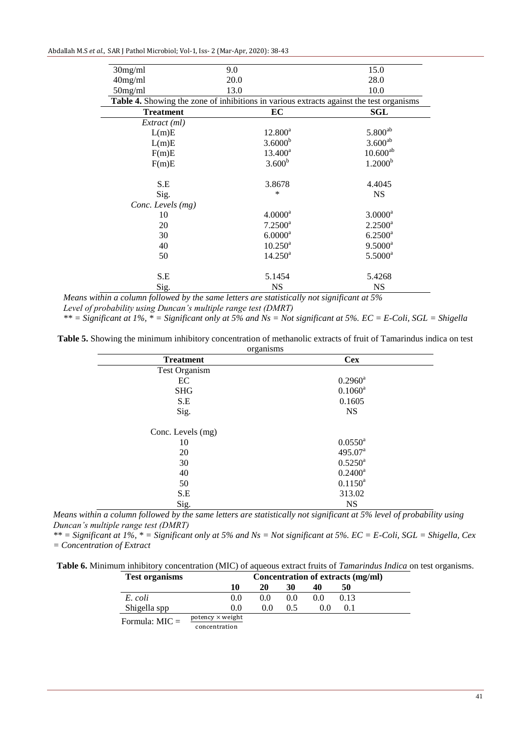| | | |
|---|---|---|
| 30mg/ml | 9.0 | 15.0 |
| 40mg/ml | 20.0 | 28.0 |
| 50mg/ml | 13.0 | 10.0 |

**Table 4.** Showing the zone of inhibitions in various extracts against the test organisms

| Treatment | EC | SGL |
|---|---|---|
| *Extract (ml)* | | |
| L(m)E | $12.800^{a}$ | $5.800^{ab}$ |
| L(m)E | $3.6000^{b}$ | $3.600^{ab}$ |
| F(m)E | $13.400^{a}$ | $10.600^{ab}$ |
| F(m)E | $3.600^{b}$ | $1.2000^{b}$ |
| S.E | 3.8678 | 4.4045 |
| Sig. | * | NS |
| *Conc. Levels (mg)* | | |
| 10 | $4.0000^{a}$ | $3.0000^{a}$ |
| 20 | $7.2500^{a}$ | $2.2500^{a}$ |
| 30 | $6.0000^{a}$ | $6.2500^{a}$ |
| 40 | $10.250^{a}$ | $9.5000^{a}$ |
| 50 | $14.250^{a}$ | $5.5000^{a}$ |
| S.E | 5.1454 | 5.4268 |
| Sig. | NS | NS |

*Means within a column followed by the same letters are statistically not significant at 5% Level of probability using Duncan's multiple range test (DMRT)*

*** = Significant at 1%, * = Significant only at 5% and Ns = Not significant at 5%. EC = E-Coli, SGL = Shigella*

**Table 5.** Showing the minimum inhibitory concentration of methanolic extracts of fruit of Tamarindus indica on test organisms

| Treatment | Cex |
|---|---|
| Test Organism | |
| EC | $0.2960^{a}$ |
| SHG | $0.1060^{a}$ |
| S.E | 0.1605 |
| Sig. | NS |
| Conc. Levels (mg) | |
| 10 | $0.0550^{a}$ |
| 20 | $495.07^{a}$ |
| 30 | $0.5250^{a}$ |
| 40 | $0.2400^{a}$ |
| 50 | $0.1150^{a}$ |
| S.E | 313.02 |
| Sig. | NS |

*Means within a column followed by the same letters are statistically not significant at 5% level of probability using Duncan's multiple range test (DMRT)*

*** = Significant at 1%, * = Significant only at 5% and Ns = Not significant at 5%. EC = E-Coli, SGL = Shigella, Cex = Concentration of Extract*

**Table 6.** Minimum inhibitory concentration (MIC) of aqueous extract fruits of *Tamarindus Indica* on test organisms.

| Test organisms | Concentration of extracts (mg/ml) | | | | |
|---|---|---|---|---|---|
| | 10 | 20 | 30 | 40 | 50 |
| *E. coli* | 0.0 | 0.0 | 0.0 | 0.0 | 0.13 |
| Shigella spp | 0.0 | 0.0 | 0.5 | 0.0 | 0.1 |

Formula: $MIC = \frac{\text{potency} \times \text{weight}}{\text{concentration}}$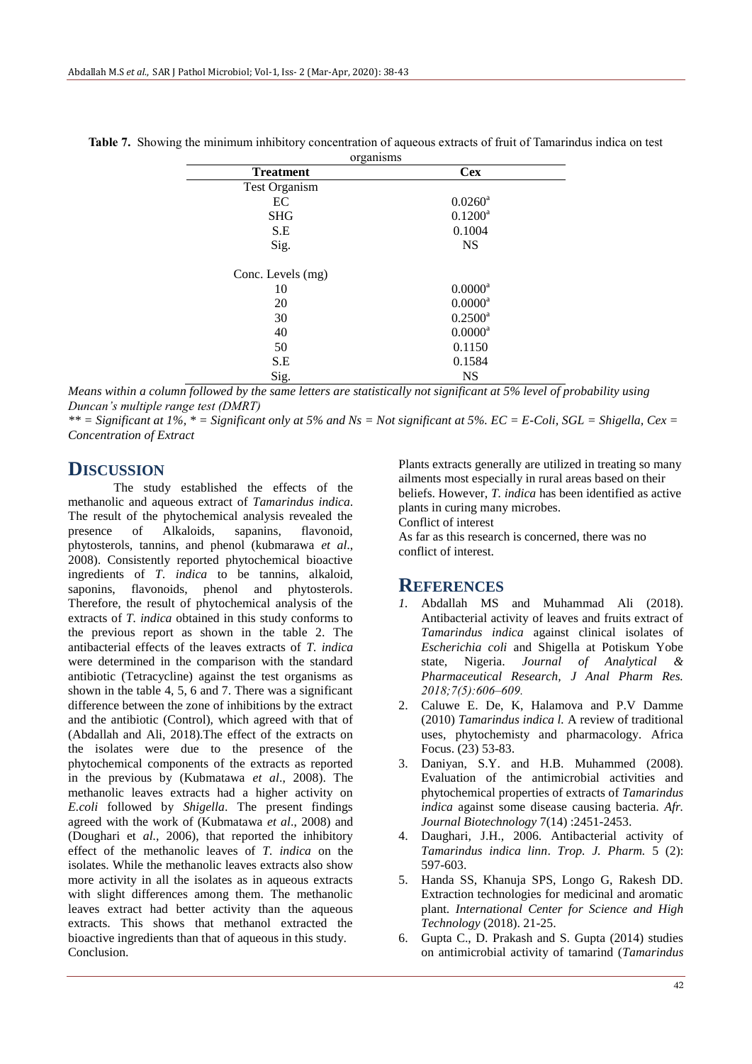**Table 7.** Showing the minimum inhibitory concentration of aqueous extracts of fruit of Tamarindus indica on test organisms

| Treatment | Cex |
|---|---|
| Test Organism | |
| EC | $0.0260^{a}$ |
| SHG | $0.1200^{a}$ |
| S.E | 0.1004 |
| Sig. | NS |
| | |
| Conc. Levels (mg) | |
| 10 | $0.0000^{a}$ |
| 20 | $0.0000^{a}$ |
| 30 | $0.2500^{a}$ |
| 40 | $0.0000^{a}$ |
| 50 | 0.1150 |
| S.E | 0.1584 |
| Sig. | NS |

*Means within a column followed by the same letters are statistically not significant at 5% level of probability using Duncan's multiple range test (DMRT)*

*** = Significant at 1%, * = Significant only at 5% and Ns = Not significant at 5%. EC = E-Coli, SGL = Shigella, Cex = Concentration of Extract*

# DISCUSSION

The study established the effects of the methanolic and aqueous extract of *Tamarindus indica*. The result of the phytochemical analysis revealed the presence of Alkaloids, sapanins, flavonoid, phytosterols, tannins, and phenol (kubmarawa *et al*., 2008). Consistently reported phytochemical bioactive ingredients of *T. indica* to be tannins, alkaloid, saponins, flavonoids, phenol and phytosterols. Therefore, the result of phytochemical analysis of the extracts of *T. indica* obtained in this study conforms to the previous report as shown in the table 2. The antibacterial effects of the leaves extracts of *T. indica* were determined in the comparison with the standard antibiotic (Tetracycline) against the test organisms as shown in the table 4, 5, 6 and 7. There was a significant difference between the zone of inhibitions by the extract and the antibiotic (Control), which agreed with that of (Abdallah and Ali, 2018).The effect of the extracts on the isolates were due to the presence of the phytochemical components of the extracts as reported in the previous by (Kubmatawa *et al*., 2008). The methanolic leaves extracts had a higher activity on *E.coli* followed by *Shigella*. The present findings agreed with the work of (Kubmatawa *et al*., 2008) and (Doughari et *al.,* 2006), that reported the inhibitory effect of the methanolic leaves of *T. indica* on the isolates. While the methanolic leaves extracts also show more activity in all the isolates as in aqueous extracts with slight differences among them. The methanolic leaves extract had better activity than the aqueous extracts. This shows that methanol extracted the bioactive ingredients than that of aqueous in this study. Conclusion.

Plants extracts generally are utilized in treating so many ailments most especially in rural areas based on their beliefs. However, *T. indica* has been identified as active plants in curing many microbes.

Conflict of interest

As far as this research is concerned, there was no conflict of interest.

# REFERENCES

1. Abdallah MS and Muhammad Ali (2018). Antibacterial activity of leaves and fruits extract of *Tamarindus indica* against clinical isolates of *Escherichia coli* and Shigella at Potiskum Yobe state, Nigeria. *Journal of Analytical & Pharmaceutical Research*, *J Anal Pharm Res. 2018;7(5):606–609.*
2. Caluwe E. De, K, Halamova and P.V Damme (2010) *Tamarindus indica l.* A review of traditional uses, phytochemisty and pharmacology. Africa Focus. (23) 53-83.
3. Daniyan, S.Y. and H.B. Muhammed (2008). Evaluation of the antimicrobial activities and phytochemical properties of extracts of *Tamarindus indica* against some disease causing bacteria. *Afr. Journal Biotechnology* 7(14) :2451-2453.
4. Daughari, J.H., 2006. Antibacterial activity of *Tamarindus indica linn*. *Trop. J. Pharm.* 5 (2): 597-603.
5. Handa SS, Khanuja SPS, Longo G, Rakesh DD. Extraction technologies for medicinal and aromatic plant. *International Center for Science and High Technology* (2018). 21-25.
6. Gupta C., D. Prakash and S. Gupta (2014) studies on antimicrobial activity of tamarind (*Tamarindus*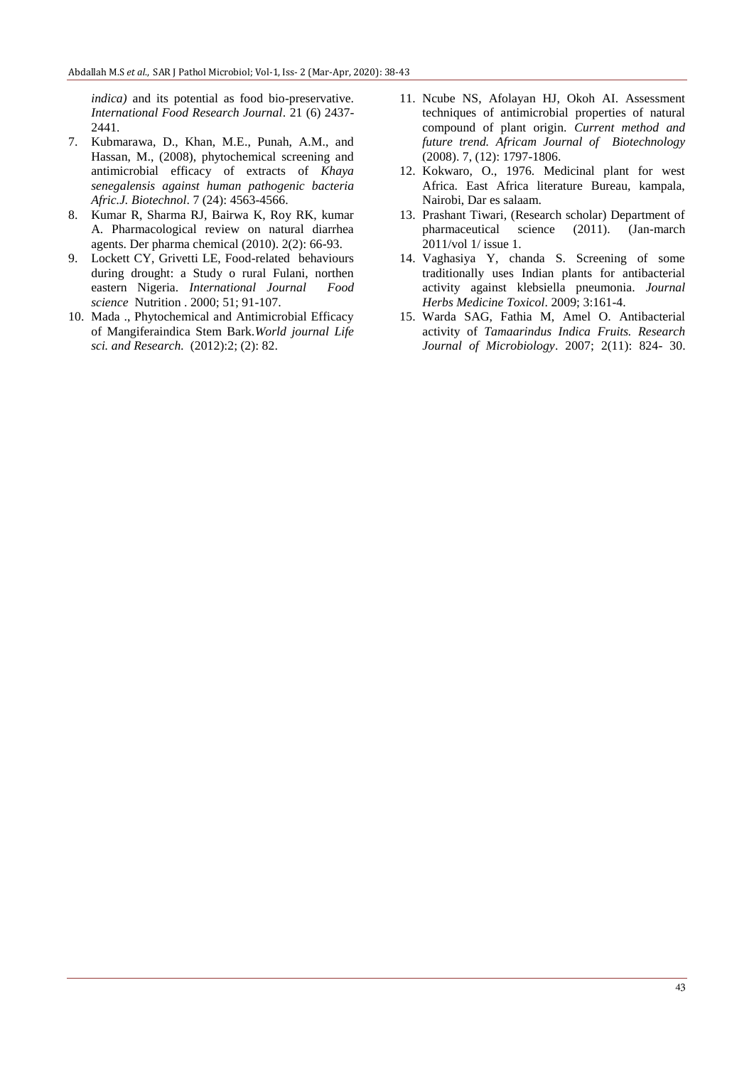*indica)* and its potential as food bio-preservative. *International Food Research Journal*. 21 (6) 2437-2441.

7. Kubmarawa, D., Khan, M.E., Punah, A.M., and Hassan, M., (2008), phytochemical screening and antimicrobial efficacy of extracts of *Khaya senegalensis against human pathogenic bacteria Afric.J. Biotechnol*. 7 (24): 4563-4566.
8. Kumar R, Sharma RJ, Bairwa K, Roy RK, kumar A. Pharmacological review on natural diarrhea agents. Der pharma chemical (2010). 2(2): 66-93.
9. Lockett CY, Grivetti LE, Food-related behaviours during drought: a Study o rural Fulani, northen eastern Nigeria. *International Journal Food science* Nutrition . 2000; 51; 91-107.
10. Mada ., Phytochemical and Antimicrobial Efficacy of Mangiferaindica Stem Bark.*World journal Life sci. and Research.* (2012):2; (2): 82.
11. Ncube NS, Afolayan HJ, Okoh AI. Assessment techniques of antimicrobial properties of natural compound of plant origin. *Current method and future trend. Africam Journal of Biotechnology* (2008). 7, (12): 1797-1806.
12. Kokwaro, O., 1976. Medicinal plant for west Africa. East Africa literature Bureau, kampala, Nairobi, Dar es salaam.
13. Prashant Tiwari, (Research scholar) Department of pharmaceutical science (2011). (Jan-march 2011/vol 1/ issue 1.
14. Vaghasiya Y, chanda S. Screening of some traditionally uses Indian plants for antibacterial activity against klebsiella pneumonia. *Journal Herbs Medicine Toxicol*. 2009; 3:161-4.
15. Warda SAG, Fathia M, Amel O. Antibacterial activity of *Tamaarindus Indica Fruits. Research Journal of Microbiology*. 2007; 2(11): 824- 30.